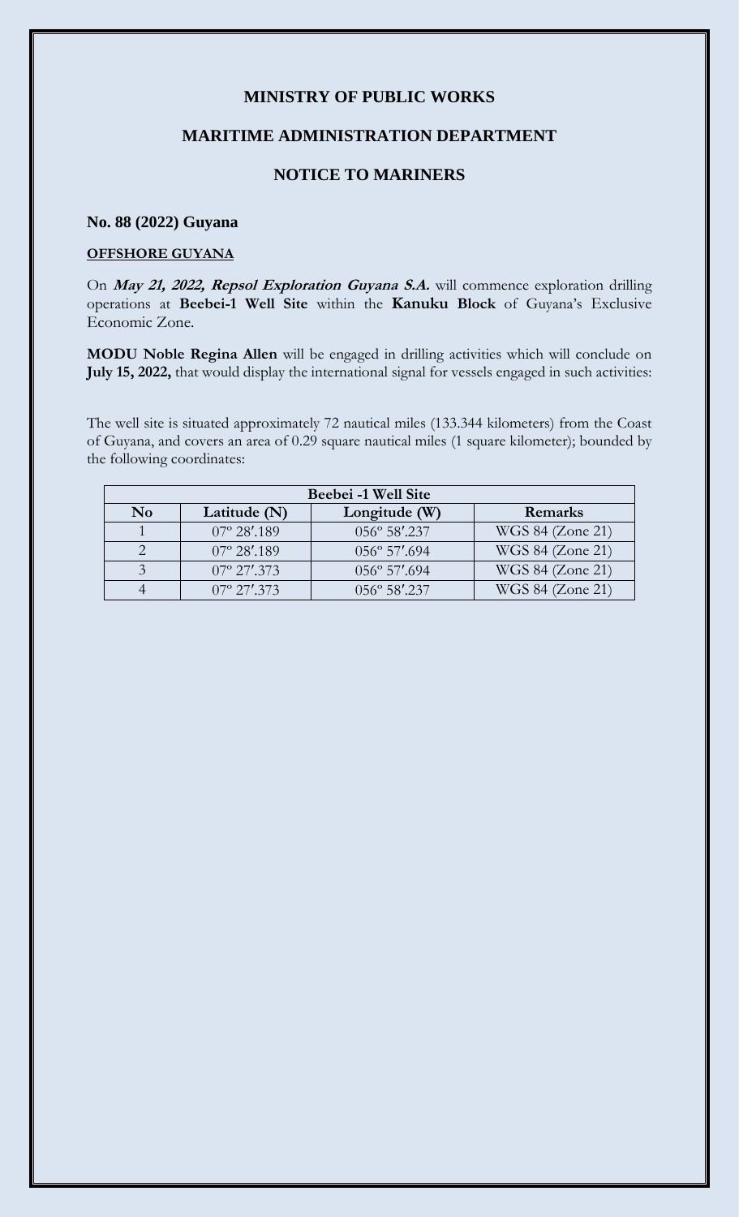## MINISTRY OF PUBLIC WORKS

## MARITIME ADMINISTRATION DEPARTMENT

## NOTICE TO MARINERS

### No. 88 (2022) Guyana

**OFFSHORE GUYANA**

On ***May 21, 2022, Repsol Exploration Guyana S.A.*** will commence exploration drilling operations at **Beebei-1 Well Site** within the **Kanuku Block** of Guyana's Exclusive Economic Zone.

**MODU Noble Regina Allen** will be engaged in drilling activities which will conclude on **July 15, 2022,** that would display the international signal for vessels engaged in such activities:

The well site is situated approximately 72 nautical miles (133.344 kilometers) from the Coast of Guyana, and covers an area of 0.29 square nautical miles (1 square kilometer); bounded by the following coordinates:

| **Beebei -1 Well Site** | | | |
|---|---|---|---|
| **No** | **Latitude (N)** | **Longitude (W)** | **Remarks** |
| 1 | 07º 28′.189 | 056º 58′.237 | WGS 84 (Zone 21) |
| 2 | 07º 28′.189 | 056º 57′.694 | WGS 84 (Zone 21) |
| 3 | 07º 27′.373 | 056º 57′.694 | WGS 84 (Zone 21) |
| 4 | 07º 27′.373 | 056º 58′.237 | WGS 84 (Zone 21) |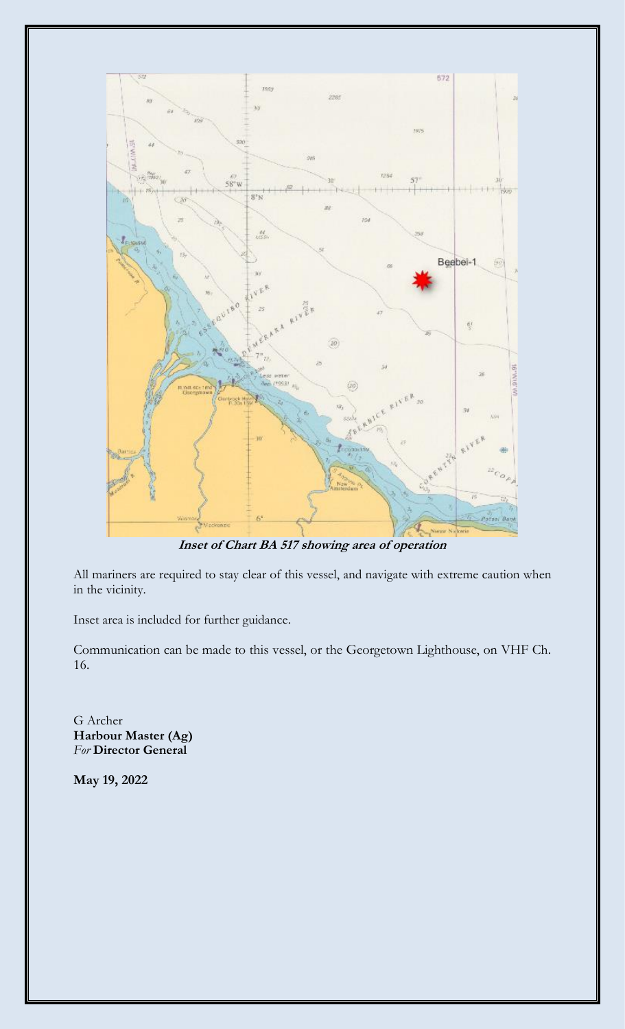**Inset of Chart BA 517 showing area of operation**

All mariners are required to stay clear of this vessel, and navigate with extreme caution when in the vicinity.

Inset area is included for further guidance.

Communication can be made to this vessel, or the Georgetown Lighthouse, on VHF Ch. 16.

G Archer
**Harbour Master (Ag)**
*For* **Director General**

**May 19, 2022**